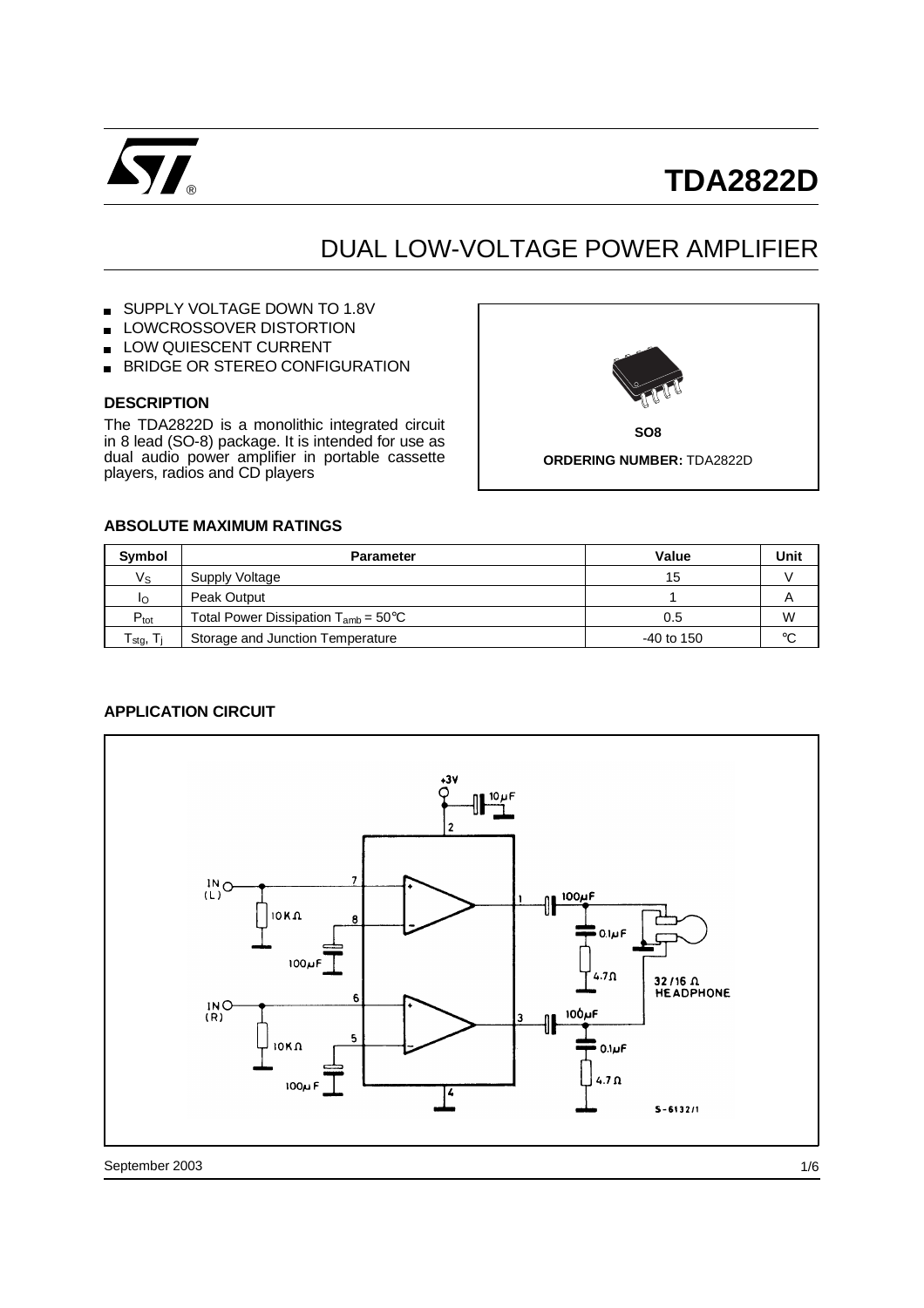# TDA2822D

## DUAL LOW-VOLTAGE POWER AMPLIFIER

- SUPPLY VOLTAGE DOWN TO 1.8V
- LOWCROSSOVER DISTORTION
- LOW QUIESCENT CURRENT
- BRIDGE OR STEREO CONFIGURATION

### DESCRIPTION

The TDA2822D is a monolithic integrated circuit in 8 lead (SO-8) package. It is intended for use as dual audio power amplifier in portable cassette players, radios and CD players

SO8

**ORDERING NUMBER:** TDA2822D

### ABSOLUTE MAXIMUM RATINGS

| Symbol | Parameter | Value | Unit |
|---|---|---|---|
| $V_S$ | Supply Voltage | 15 | V |
| $I_O$ | Peak Output | 1 | A |
| $P_{tot}$ | Total Power Dissipation $T_{amb}$ = 50°C | 0.5 | W |
| $T_{stg}$, $T_j$ | Storage and Junction Temperature | -40 to 150 | °C |

### APPLICATION CIRCUIT

+3V, 10μF, IN (L), 10KΩ, 100μF, IN (R), 10KΩ, 100μF, 100μF, 0.1μF, 4.7Ω, 100μF, 0.1μF, 4.7Ω, 32/16 Ω HEADPHONE

S-6132/1

September 2003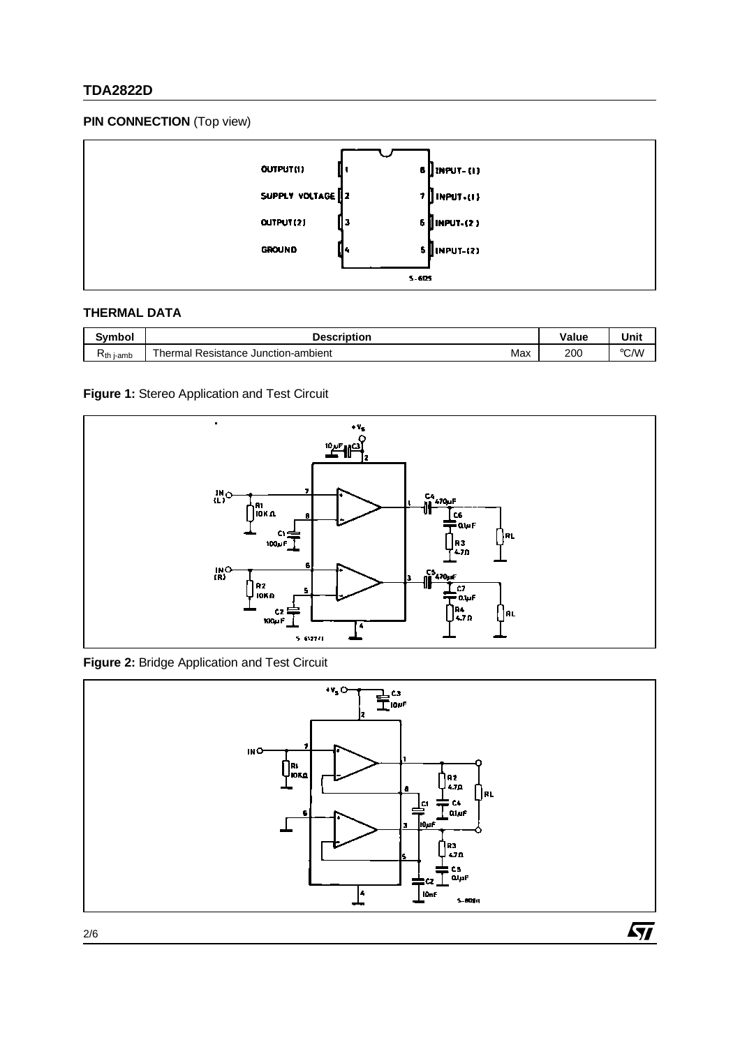## PIN CONNECTION (Top view)

## THERMAL DATA

| Symbol | Description | | Value | Unit |
|---|---|---|---|---|
| $R_{th\ j\text{-}amb}$ | Thermal Resistance Junction-ambient | Max | 200 | °C/W |

**Figure 1:** Stereo Application and Test Circuit

**Figure 2:** Bridge Application and Test Circuit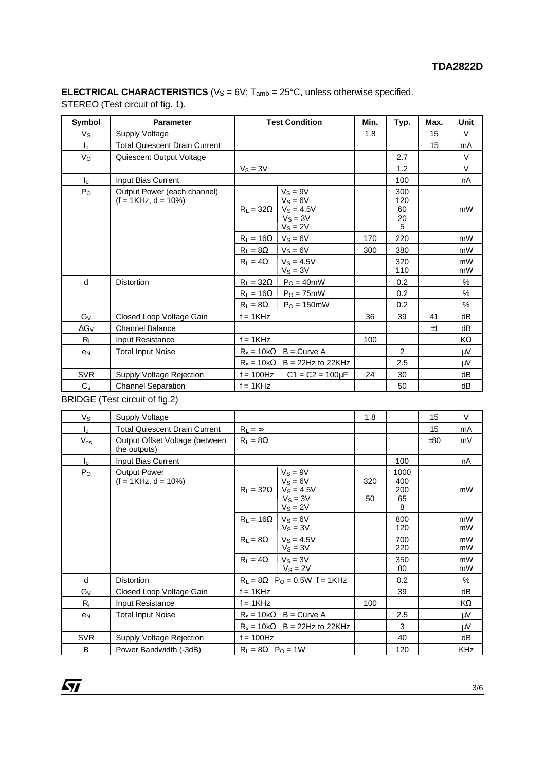**ELECTRICAL CHARACTERISTICS** ($V_S$ = 6V; $T_{amb}$ = 25°C, unless otherwise specified.

STEREO (Test circuit of fig. 1).

| Symbol | Parameter | Test Condition | | Min. | Typ. | Max. | Unit |
|---|---|---|---|---|---|---|---|
| $V_S$ | Supply Voltage | | | 1.8 | | 15 | V |
| $I_d$ | Total Quiescent Drain Current | | | | | 15 | mA |
| $V_O$ | Quiescent Output Voltage | | | | 2.7 | | V |
| | | $V_S$ = 3V | | | 1.2 | | V |
| $I_b$ | Input Bias Current | | | | 100 | | nA |
| $P_O$ | Output Power (each channel) (f = 1KHz, d = 10%) | $R_L$ = 32Ω | $V_S$ = 9V<br>$V_S$ = 6V<br>$V_S$ = 4.5V<br>$V_S$ = 3V<br>$V_S$ = 2V | | 300<br>120<br>60<br>20<br>5 | | mW |
| | | $R_L$ = 16Ω | $V_S$ = 6V | 170 | 220 | | mW |
| | | $R_L$ = 8Ω | $V_S$ = 6V | 300 | 380 | | mW |
| | | $R_L$ = 4Ω | $V_S$ = 4.5V<br>$V_S$ = 3V | | 320<br>110 | | mW<br>mW |
| d | Distortion | $R_L$ = 32Ω | $P_O$ = 40mW | | 0.2 | | % |
| | | $R_L$ = 16Ω | $P_O$ = 75mW | | 0.2 | | % |
| | | $R_L$ = 8Ω | $P_O$ = 150mW | | 0.2 | | % |
| $G_V$ | Closed Loop Voltage Gain | f = 1KHz | | 36 | 39 | 41 | dB |
| $\Delta G_V$ | Channel Balance | | | | | ±1 | dB |
| $R_i$ | Input Resistance | f = 1KHz | | 100 | | | KΩ |
| $e_N$ | Total Input Noise | $R_s$ = 10kΩ B = Curve A | | | 2 | | µV |
| | | $R_s$ = 10kΩ B = 22Hz to 22KHz | | | 2.5 | | µV |
| SVR | Supply Voltage Rejection | f = 100Hz C1 = C2 = 100µF | | 24 | 30 | | dB |
| $C_s$ | Channel Separation | f = 1KHz | | | 50 | | dB |

BRIDGE (Test circuit of fig.2)

| Symbol | Parameter | Test Condition | | Min. | Typ. | Max. | Unit |
|---|---|---|---|---|---|---|---|
| $V_S$ | Supply Voltage | | | 1.8 | | 15 | V |
| $I_d$ | Total Quiescent Drain Current | $R_L$ = ∞ | | | | 15 | mA |
| $V_{os}$ | Output Offset Voltage (between the outputs) | $R_L$ = 8Ω | | | | ±80 | mV |
| $I_b$ | Input Bias Current | | | | 100 | | nA |
| $P_O$ | Output Power (f = 1KHz, d = 10%) | $R_L$ = 32Ω | $V_S$ = 9V<br>$V_S$ = 6V<br>$V_S$ = 4.5V<br>$V_S$ = 3V<br>$V_S$ = 2V | 320<br>50 | 1000<br>400<br>200<br>65<br>8 | | mW |
| | | $R_L$ = 16Ω | $V_S$ = 6V<br>$V_S$ = 3V | | 800<br>120 | | mW<br>mW |
| | | $R_L$ = 8Ω | $V_S$ = 4.5V<br>$V_S$ = 3V | | 700<br>220 | | mW<br>mW |
| | | $R_L$ = 4Ω | $V_S$ = 3V<br>$V_S$ = 2V | | 350<br>80 | | mW<br>mW |
| d | Distortion | $R_L$ = 8Ω $P_O$ = 0.5W f = 1KHz | | | 0.2 | | % |
| $G_V$ | Closed Loop Voltage Gain | f = 1KHz | | | 39 | | dB |
| $R_i$ | Input Resistance | f = 1KHz | | 100 | | | KΩ |
| $e_N$ | Total Input Noise | $R_s$ = 10kΩ B = Curve A | | | 2.5 | | µV |
| | | $R_s$ = 10kΩ B = 22Hz to 22KHz | | | 3 | | µV |
| SVR | Supply Voltage Rejection | f = 100Hz | | | 40 | | dB |
| B | Power Bandwidth (-3dB) | $R_L$ = 8Ω $P_O$ = 1W | | | 120 | | KHz |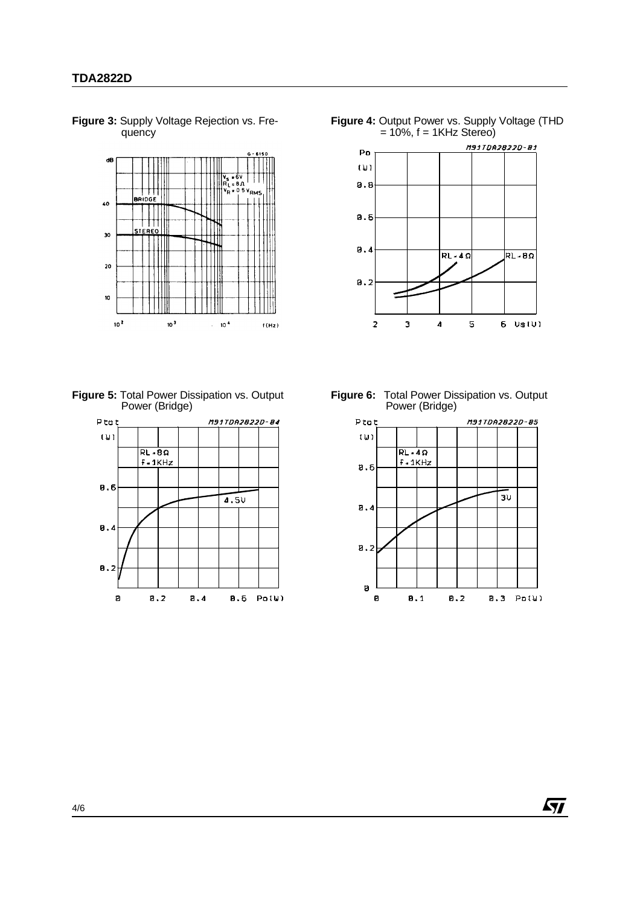**Figure 3:** Supply Voltage Rejection vs. Frequency

**Figure 4:** Output Power vs. Supply Voltage (THD = 10%, f = 1KHz Stereo)

**Figure 5:** Total Power Dissipation vs. Output Power (Bridge)

**Figure 6:** Total Power Dissipation vs. Output Power (Bridge)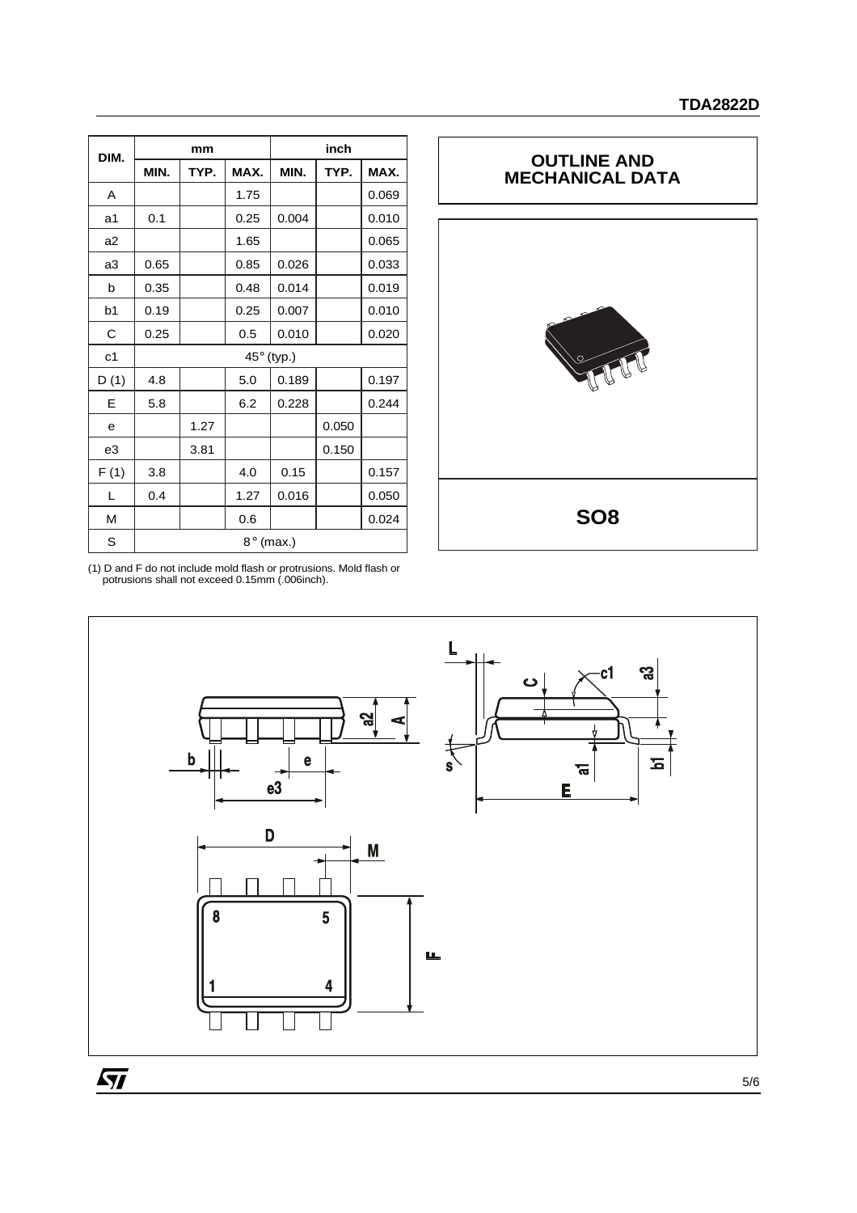| DIM. | mm | | | inch | | |
|---|---|---|---|---|---|---|
| | MIN. | TYP. | MAX. | MIN. | TYP. | MAX. |
| A | | | 1.75 | | | 0.069 |
| a1 | 0.1 | | 0.25 | 0.004 | | 0.010 |
| a2 | | | 1.65 | | | 0.065 |
| a3 | 0.65 | | 0.85 | 0.026 | | 0.033 |
| b | 0.35 | | 0.48 | 0.014 | | 0.019 |
| b1 | 0.19 | | 0.25 | 0.007 | | 0.010 |
| C | 0.25 | | 0.5 | 0.010 | | 0.020 |
| c1 | 45° (typ.) | | | | | |
| D (1) | 4.8 | | 5.0 | 0.189 | | 0.197 |
| E | 5.8 | | 6.2 | 0.228 | | 0.244 |
| e | | 1.27 | | | 0.050 | |
| e3 | | 3.81 | | | 0.150 | |
| F (1) | 3.8 | | 4.0 | 0.15 | | 0.157 |
| L | 0.4 | | 1.27 | 0.016 | | 0.050 |
| M | | | 0.6 | | | 0.024 |
| S | 8° (max.) | | | | | |

(1) D and F do not include mold flash or protrusions. Mold flash or potrusions shall not exceed 0.15mm (.006inch).

## OUTLINE AND MECHANICAL DATA

**SO8**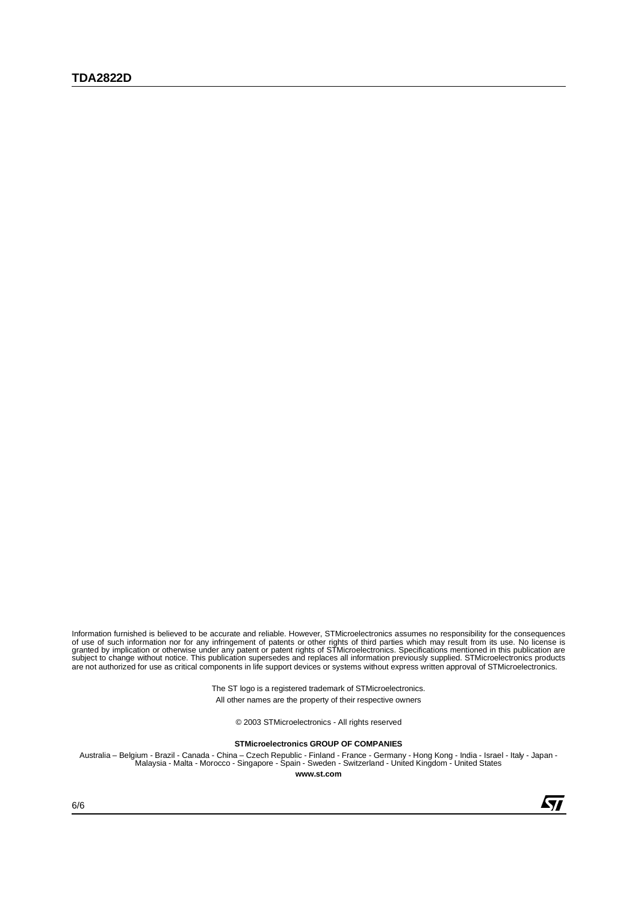Information furnished is believed to be accurate and reliable. However, STMicroelectronics assumes no responsibility for the consequences of use of such information nor for any infringement of patents or other rights of third parties which may result from its use. No license is granted by implication or otherwise under any patent or patent rights of STMicroelectronics. Specifications mentioned in this publication are subject to change without notice. This publication supersedes and replaces all information previously supplied. STMicroelectronics products are not authorized for use as critical components in life support devices or systems without express written approval of STMicroelectronics.

The ST logo is a registered trademark of STMicroelectronics.

All other names are the property of their respective owners

© 2003 STMicroelectronics - All rights reserved

**STMicroelectronics GROUP OF COMPANIES**

Australia – Belgium - Brazil - Canada - China – Czech Republic - Finland - France - Germany - Hong Kong - India - Israel - Italy - Japan - Malaysia - Malta - Morocco - Singapore - Spain - Sweden - Switzerland - United Kingdom - United States

**www.st.com**